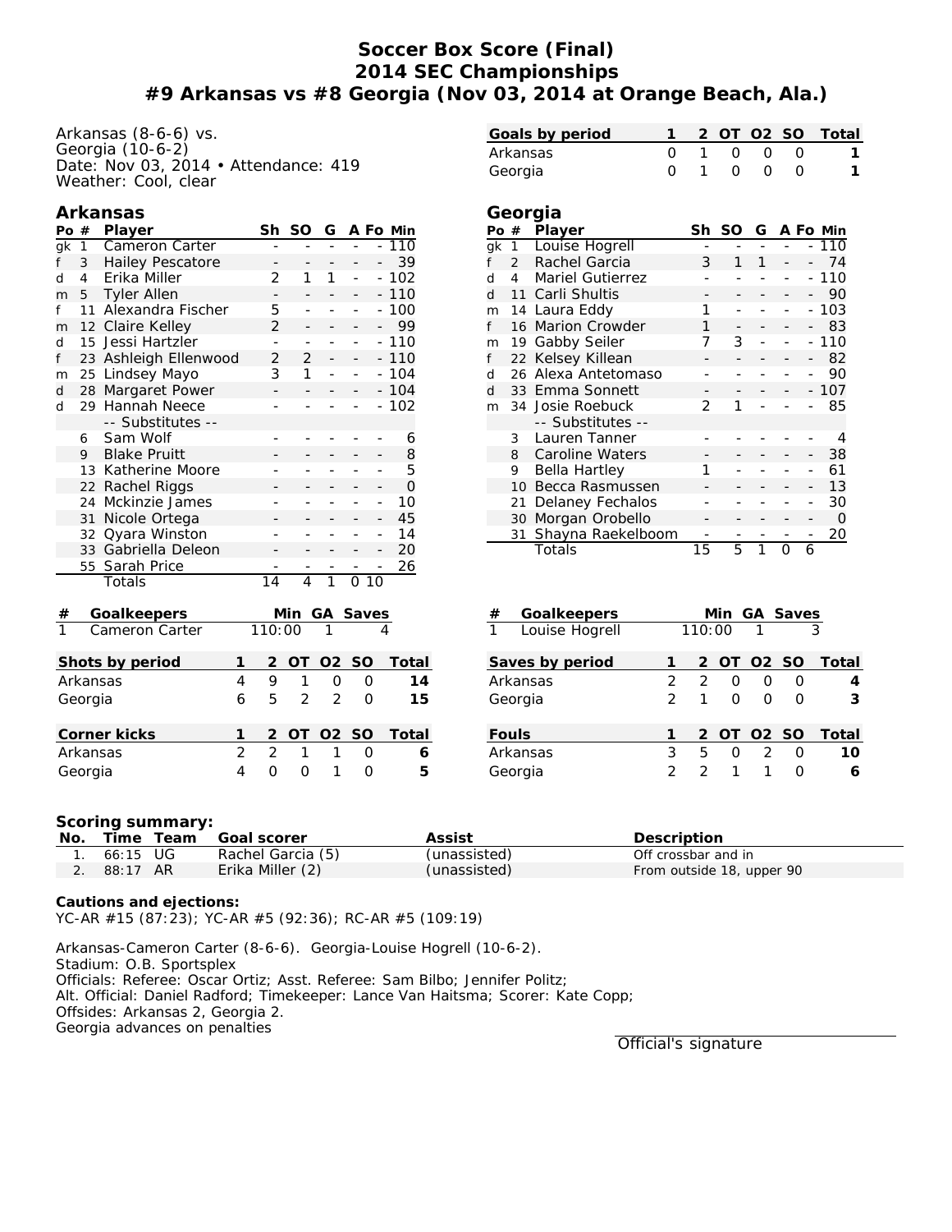# Soccer Box Score (Final)
## 2014 SEC Championships
## #9 Arkansas vs #8 Georgia (Nov 03, 2014 at Orange Beach, Ala.)

Arkansas (8-6-6) vs.
Georgia (10-6-2)
Date: Nov 03, 2014 • Attendance: 419
Weather: Cool, clear

| Goals by period | 1 | 2 | OT | O2 | SO | Total |
|---|---|---|---|---|---|---|
| Arkansas | 0 | 1 | 0 | 0 | 0 | 1 |
| Georgia | 0 | 1 | 0 | 0 | 0 | 1 |

### Arkansas

| Po | # | Player | Sh | SO | G | A | Fo | Min |
|---|---|---|---|---|---|---|---|---|
| gk | 1 | Cameron Carter | - | - | - | - | - | 110 |
| f | 3 | Hailey Pescatore | - | - | - | - | - | 39 |
| d | 4 | Erika Miller | 2 | 1 | 1 | - | - | 102 |
| m | 5 | Tyler Allen | - | - | - | - | - | 110 |
| f | 11 | Alexandra Fischer | 5 | - | - | - | - | 100 |
| m | 12 | Claire Kelley | 2 | - | - | - | - | 99 |
| d | 15 | Jessi Hartzler | - | - | - | - | - | 110 |
| f | 23 | Ashleigh Ellenwood | 2 | 2 | - | - | - | 110 |
| m | 25 | Lindsey Mayo | 3 | 1 | - | - | - | 104 |
| d | 28 | Margaret Power | - | - | - | - | - | 104 |
| d | 29 | Hannah Neece | - | - | - | - | - | 102 |
| | | -- Substitutes -- | | | | | | |
| | 6 | Sam Wolf | - | - | - | - | - | 6 |
| | 9 | Blake Pruitt | - | - | - | - | - | 8 |
| | 13 | Katherine Moore | - | - | - | - | - | 5 |
| | 22 | Rachel Riggs | - | - | - | - | - | 0 |
| | 24 | Mckinzie James | - | - | - | - | - | 10 |
| | 31 | Nicole Ortega | - | - | - | - | - | 45 |
| | 32 | Qyara Winston | - | - | - | - | - | 14 |
| | 33 | Gabriella Deleon | - | - | - | - | - | 20 |
| | 55 | Sarah Price | - | - | - | - | - | 26 |
| | | Totals | 14 | 4 | 1 | 0 | 10 | |

### Georgia

| Po | # | Player | Sh | SO | G | A | Fo | Min |
|---|---|---|---|---|---|---|---|---|
| gk | 1 | Louise Hogrell | - | - | - | - | - | 110 |
| f | 2 | Rachel Garcia | 3 | 1 | 1 | - | - | 74 |
| d | 4 | Mariel Gutierrez | - | - | - | - | - | 110 |
| d | 11 | Carli Shultis | - | - | - | - | - | 90 |
| m | 14 | Laura Eddy | 1 | - | - | - | - | 103 |
| f | 16 | Marion Crowder | 1 | - | - | - | - | 83 |
| m | 19 | Gabby Seiler | 7 | 3 | - | - | - | 110 |
| f | 22 | Kelsey Killean | - | - | - | - | - | 82 |
| d | 26 | Alexa Antetomaso | - | - | - | - | - | 90 |
| d | 33 | Emma Sonnett | - | - | - | - | - | 107 |
| m | 34 | Josie Roebuck | 2 | 1 | - | - | - | 85 |
| | | -- Substitutes -- | | | | | | |
| | 3 | Lauren Tanner | - | - | - | - | - | 4 |
| | 8 | Caroline Waters | - | - | - | - | - | 38 |
| | 9 | Bella Hartley | 1 | - | - | - | - | 61 |
| | 10 | Becca Rasmussen | - | - | - | - | - | 13 |
| | 21 | Delaney Fechalos | - | - | - | - | - | 30 |
| | 30 | Morgan Orobello | - | - | - | - | - | 0 |
| | 31 | Shayna Raekelboom | - | - | - | - | - | 20 |
| | | Totals | 15 | 5 | 1 | 0 | 6 | |

| # | Goalkeepers | Min | GA | Saves |
|---|---|---|---|---|
| 1 | Cameron Carter | 110:00 | 1 | 4 |

| # | Goalkeepers | Min | GA | Saves |
|---|---|---|---|---|
| 1 | Louise Hogrell | 110:00 | 1 | 3 |

| Shots by period | 1 | 2 | OT | O2 | SO | Total |
|---|---|---|---|---|---|---|
| Arkansas | 4 | 9 | 1 | 0 | 0 | 14 |
| Georgia | 6 | 5 | 2 | 2 | 0 | 15 |

| Saves by period | 1 | 2 | OT | O2 | SO | Total |
|---|---|---|---|---|---|---|
| Arkansas | 2 | 2 | 0 | 0 | 0 | 4 |
| Georgia | 2 | 1 | 0 | 0 | 0 | 3 |

| Corner kicks | 1 | 2 | OT | O2 | SO | Total |
|---|---|---|---|---|---|---|
| Arkansas | 2 | 2 | 1 | 1 | 0 | 6 |
| Georgia | 4 | 0 | 0 | 1 | 0 | 5 |

| Fouls | 1 | 2 | OT | O2 | SO | Total |
|---|---|---|---|---|---|---|
| Arkansas | 3 | 5 | 0 | 2 | 0 | 10 |
| Georgia | 2 | 2 | 1 | 1 | 0 | 6 |

**Scoring summary:**

| No. | Time | Team | Goal scorer | Assist | Description |
|---|---|---|---|---|---|
| 1. | 66:15 | UG | Rachel Garcia (5) | (unassisted) | Off crossbar and in |
| 2. | 88:17 | AR | Erika Miller (2) | (unassisted) | From outside 18, upper 90 |

**Cautions and ejections:**
YC-AR #15 (87:23); YC-AR #5 (92:36); RC-AR #5 (109:19)

Arkansas-Cameron Carter (8-6-6). Georgia-Louise Hogrell (10-6-2).
Stadium: O.B. Sportsplex
Officials: Referee: Oscar Ortiz; Asst. Referee: Sam Bilbo; Jennifer Politz;
Alt. Official: Daniel Radford; Timekeeper: Lance Van Haitsma; Scorer: Kate Copp;
Offsides: Arkansas 2, Georgia 2.
Georgia advances on penalties

Official's signature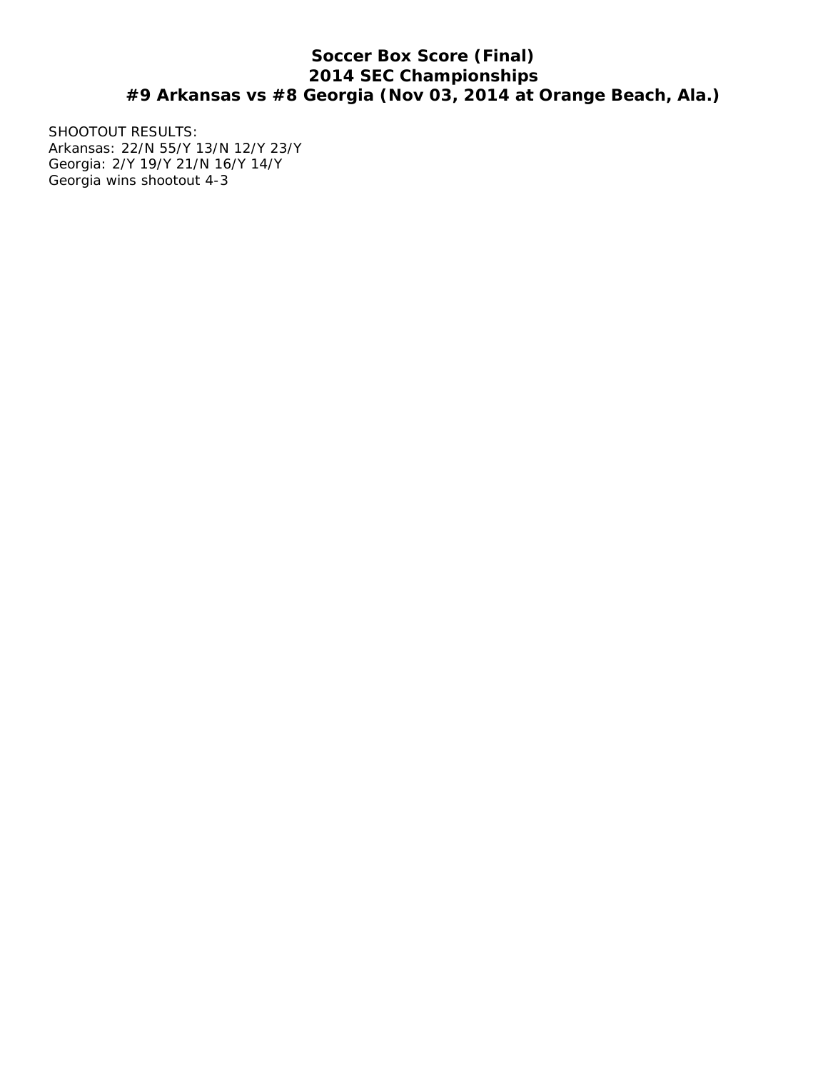# Soccer Box Score (Final)
## 2014 SEC Championships
## #9 Arkansas vs #8 Georgia (Nov 03, 2014 at Orange Beach, Ala.)

SHOOTOUT RESULTS:
Arkansas: 22/N 55/Y 13/N 12/Y 23/Y
Georgia: 2/Y 19/Y 21/N 16/Y 14/Y
Georgia wins shootout 4-3